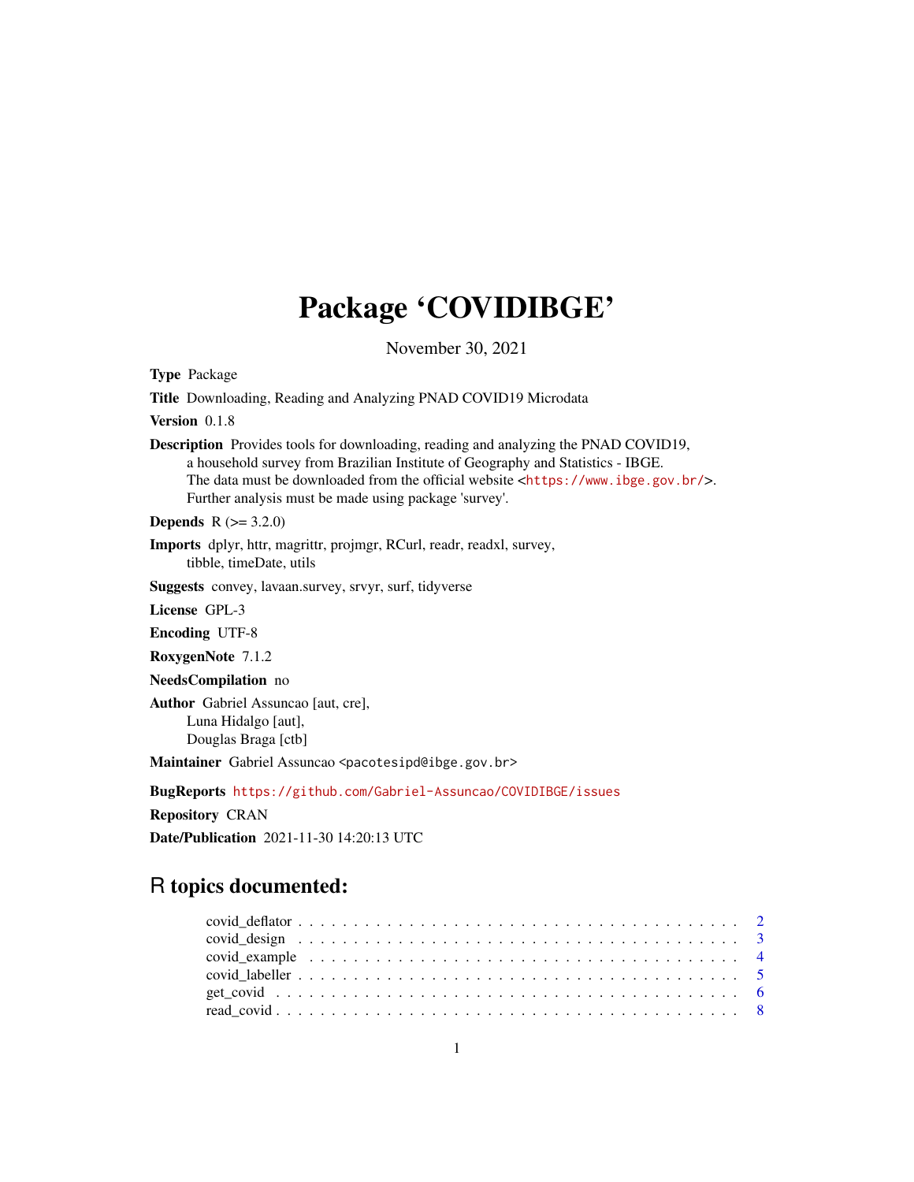# Package 'COVIDIBGE'

November 30, 2021

**Type** Package

**Title** Downloading, Reading and Analyzing PNAD COVID19 Microdata

**Version** 0.1.8

**Description** Provides tools for downloading, reading and analyzing the PNAD COVID19, a household survey from Brazilian Institute of Geography and Statistics - IBGE. The data must be downloaded from the official website <https://www.ibge.gov.br/>. Further analysis must be made using package 'survey'.

**Depends** R (>= 3.2.0)

**Imports** dplyr, httr, magrittr, projmgr, RCurl, readr, readxl, survey, tibble, timeDate, utils

**Suggests** convey, lavaan.survey, srvyr, surf, tidyverse

**License** GPL-3

**Encoding** UTF-8

**RoxygenNote** 7.1.2

**NeedsCompilation** no

**Author** Gabriel Assuncao [aut, cre], Luna Hidalgo [aut], Douglas Braga [ctb]

**Maintainer** Gabriel Assuncao <pacotesipd@ibge.gov.br>

**BugReports** https://github.com/Gabriel-Assuncao/COVIDIBGE/issues

**Repository** CRAN

**Date/Publication** 2021-11-30 14:20:13 UTC

## R topics documented:

- covid_deflator . . . . . . . . . . . . . . . . . . . . . . . . . . . . . . . . . . . . . . . . 2
- covid_design . . . . . . . . . . . . . . . . . . . . . . . . . . . . . . . . . . . . . . . . 3
- covid_example . . . . . . . . . . . . . . . . . . . . . . . . . . . . . . . . . . . . . . . . 4
- covid_labeller . . . . . . . . . . . . . . . . . . . . . . . . . . . . . . . . . . . . . . . . 5
- get_covid . . . . . . . . . . . . . . . . . . . . . . . . . . . . . . . . . . . . . . . . 6
- read_covid . . . . . . . . . . . . . . . . . . . . . . . . . . . . . . . . . . . . . . . . 8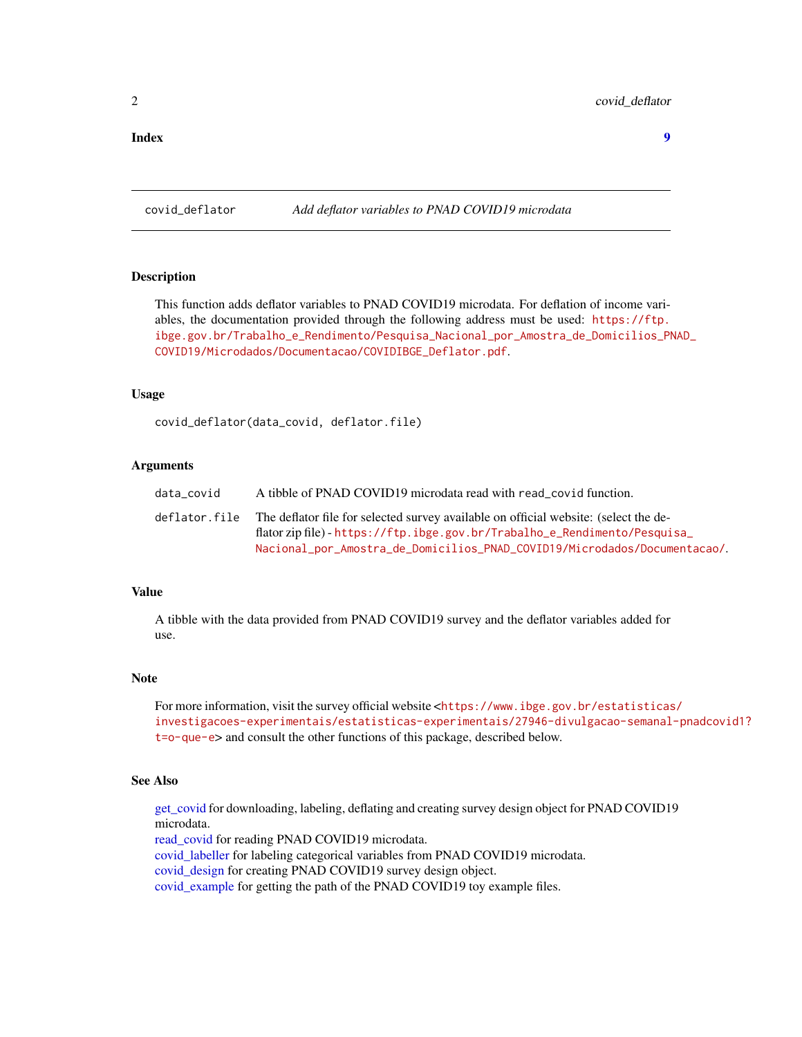**Index** 9

---

`covid_deflator` *Add deflator variables to PNAD COVID19 microdata*

---

### Description

This function adds deflator variables to PNAD COVID19 microdata. For deflation of income variables, the documentation provided through the following address must be used: https://ftp.ibge.gov.br/Trabalho_e_Rendimento/Pesquisa_Nacional_por_Amostra_de_Domicilios_PNAD_COVID19/Microdados/Documentacao/COVIDIBGE_Deflator.pdf.

### Usage

```
covid_deflator(data_covid, deflator.file)
```

### Arguments

| | |
|---|---|
| `data_covid` | A tibble of PNAD COVID19 microdata read with `read_covid` function. |
| `deflator.file` | The deflator file for selected survey available on official website: (select the deflator zip file) - https://ftp.ibge.gov.br/Trabalho_e_Rendimento/Pesquisa_Nacional_por_Amostra_de_Domicilios_PNAD_COVID19/Microdados/Documentacao/. |

### Value

A tibble with the data provided from PNAD COVID19 survey and the deflator variables added for use.

### Note

For more information, visit the survey official website <https://www.ibge.gov.br/estatisticas/investigacoes-experimentais/estatisticas-experimentais/27946-divulgacao-semanal-pnadcovid1?t=o-que-e> and consult the other functions of this package, described below.

### See Also

get_covid for downloading, labeling, deflating and creating survey design object for PNAD COVID19 microdata.
read_covid for reading PNAD COVID19 microdata.
covid_labeller for labeling categorical variables from PNAD COVID19 microdata.
covid_design for creating PNAD COVID19 survey design object.
covid_example for getting the path of the PNAD COVID19 toy example files.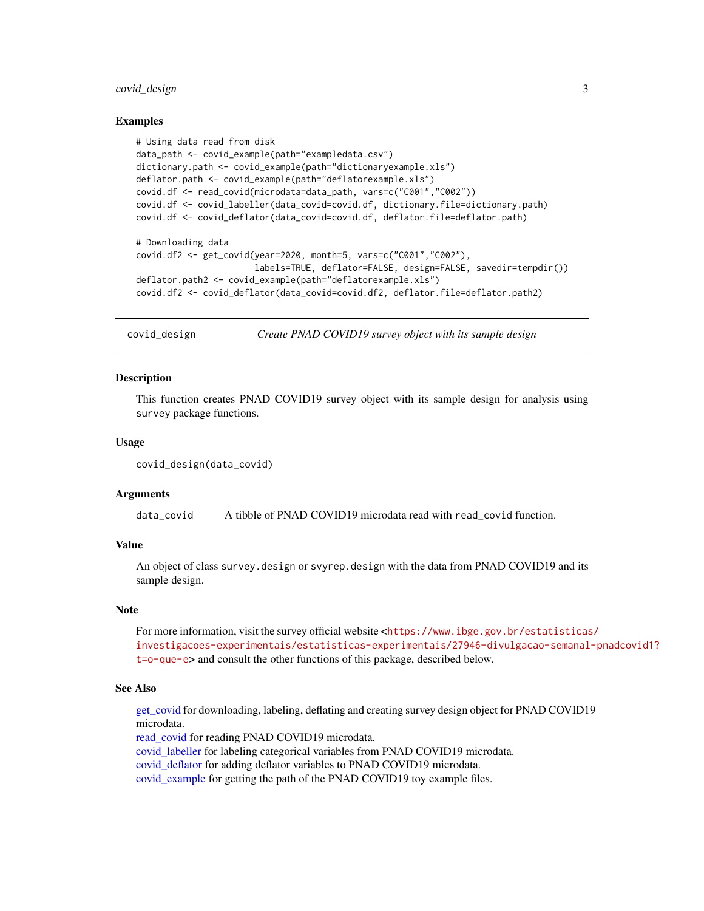## Examples

```
# Using data read from disk
data_path <- covid_example(path="exampledata.csv")
dictionary.path <- covid_example(path="dictionaryexample.xls")
deflator.path <- covid_example(path="deflatorexample.xls")
covid.df <- read_covid(microdata=data_path, vars=c("C001","C002"))
covid.df <- covid_labeller(data_covid=covid.df, dictionary.file=dictionary.path)
covid.df <- covid_deflator(data_covid=covid.df, deflator.file=deflator.path)

# Downloading data
covid.df2 <- get_covid(year=2020, month=5, vars=c("C001","C002"),
                       labels=TRUE, deflator=FALSE, design=FALSE, savedir=tempdir())
deflator.path2 <- covid_example(path="deflatorexample.xls")
covid.df2 <- covid_deflator(data_covid=covid.df2, deflator.file=deflator.path2)
```

---

# covid_design — *Create PNAD COVID19 survey object with its sample design*

## Description

This function creates PNAD COVID19 survey object with its sample design for analysis using `survey` package functions.

## Usage

```
covid_design(data_covid)
```

## Arguments

`data_covid` — A tibble of PNAD COVID19 microdata read with `read_covid` function.

## Value

An object of class `survey.design` or `svyrep.design` with the data from PNAD COVID19 and its sample design.

## Note

For more information, visit the survey official website <https://www.ibge.gov.br/estatisticas/investigacoes-experimentais/estatisticas-experimentais/27946-divulgacao-semanal-pnadcovid1?t=o-que-e> and consult the other functions of this package, described below.

## See Also

get_covid for downloading, labeling, deflating and creating survey design object for PNAD COVID19 microdata.
read_covid for reading PNAD COVID19 microdata.
covid_labeller for labeling categorical variables from PNAD COVID19 microdata.
covid_deflator for adding deflator variables to PNAD COVID19 microdata.
covid_example for getting the path of the PNAD COVID19 toy example files.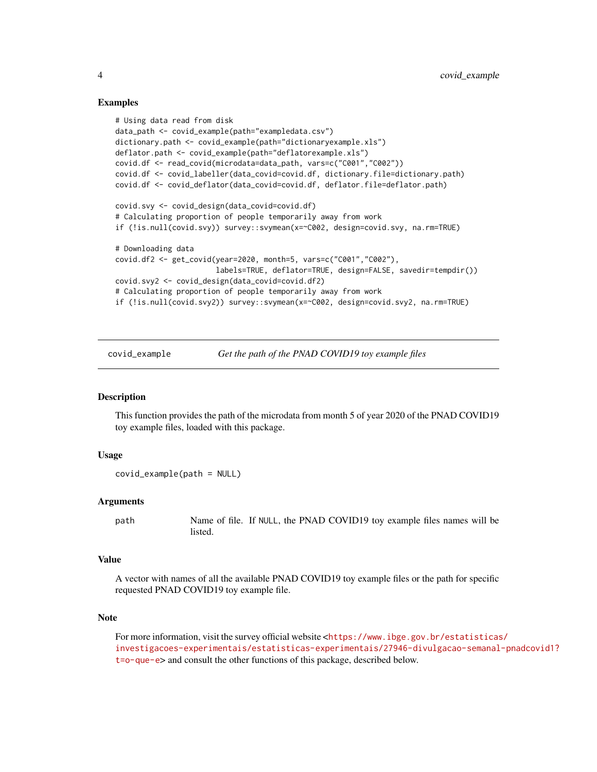### Examples

```
# Using data read from disk
data_path <- covid_example(path="exampledata.csv")
dictionary.path <- covid_example(path="dictionaryexample.xls")
deflator.path <- covid_example(path="deflatorexample.xls")
covid.df <- read_covid(microdata=data_path, vars=c("C001","C002"))
covid.df <- covid_labeller(data_covid=covid.df, dictionary.file=dictionary.path)
covid.df <- covid_deflator(data_covid=covid.df, deflator.file=deflator.path)

covid.svy <- covid_design(data_covid=covid.df)
# Calculating proportion of people temporarily away from work
if (!is.null(covid.svy)) survey::svymean(x=~C002, design=covid.svy, na.rm=TRUE)

# Downloading data
covid.df2 <- get_covid(year=2020, month=5, vars=c("C001","C002"),
                       labels=TRUE, deflator=TRUE, design=FALSE, savedir=tempdir())
covid.svy2 <- covid_design(data_covid=covid.df2)
# Calculating proportion of people temporarily away from work
if (!is.null(covid.svy2)) survey::svymean(x=~C002, design=covid.svy2, na.rm=TRUE)
```

---

## covid_example — *Get the path of the PNAD COVID19 toy example files*

### Description

This function provides the path of the microdata from month 5 of year 2020 of the PNAD COVID19 toy example files, loaded with this package.

### Usage

```
covid_example(path = NULL)
```

### Arguments

| | |
|---|---|
| path | Name of file. If NULL, the PNAD COVID19 toy example files names will be listed. |

### Value

A vector with names of all the available PNAD COVID19 toy example files or the path for specific requested PNAD COVID19 toy example file.

### Note

For more information, visit the survey official website <https://www.ibge.gov.br/estatisticas/investigacoes-experimentais/estatisticas-experimentais/27946-divulgacao-semanal-pnadcovid1?t=o-que-e> and consult the other functions of this package, described below.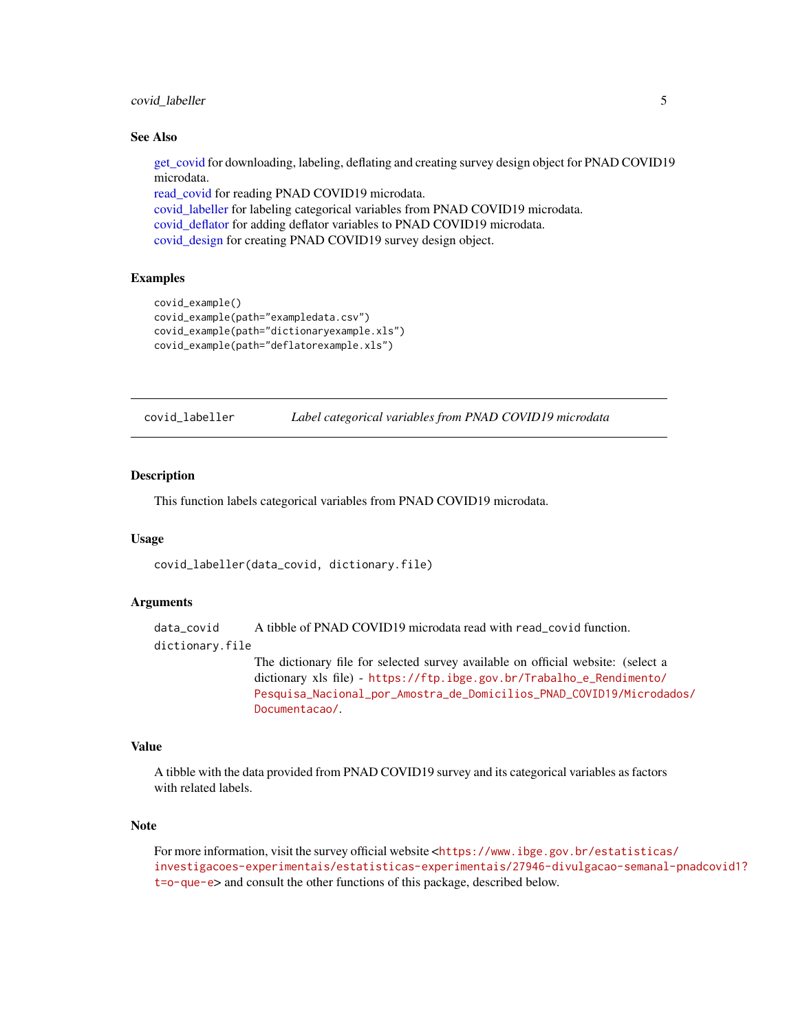### See Also

get_covid for downloading, labeling, deflating and creating survey design object for PNAD COVID19 microdata.
read_covid for reading PNAD COVID19 microdata.
covid_labeller for labeling categorical variables from PNAD COVID19 microdata.
covid_deflator for adding deflator variables to PNAD COVID19 microdata.
covid_design for creating PNAD COVID19 survey design object.

### Examples

```
covid_example()
covid_example(path="exampledata.csv")
covid_example(path="dictionaryexample.xls")
covid_example(path="deflatorexample.xls")
```

---

## covid_labeller — *Label categorical variables from PNAD COVID19 microdata*

---

### Description

This function labels categorical variables from PNAD COVID19 microdata.

### Usage

```
covid_labeller(data_covid, dictionary.file)
```

### Arguments

`data_covid` A tibble of PNAD COVID19 microdata read with `read_covid` function.

`dictionary.file` The dictionary file for selected survey available on official website: (select a dictionary xls file) - https://ftp.ibge.gov.br/Trabalho_e_Rendimento/Pesquisa_Nacional_por_Amostra_de_Domicilios_PNAD_COVID19/Microdados/Documentacao/.

### Value

A tibble with the data provided from PNAD COVID19 survey and its categorical variables as factors with related labels.

### Note

For more information, visit the survey official website <https://www.ibge.gov.br/estatisticas/investigacoes-experimentais/estatisticas-experimentais/27946-divulgacao-semanal-pnadcovid1?t=o-que-e> and consult the other functions of this package, described below.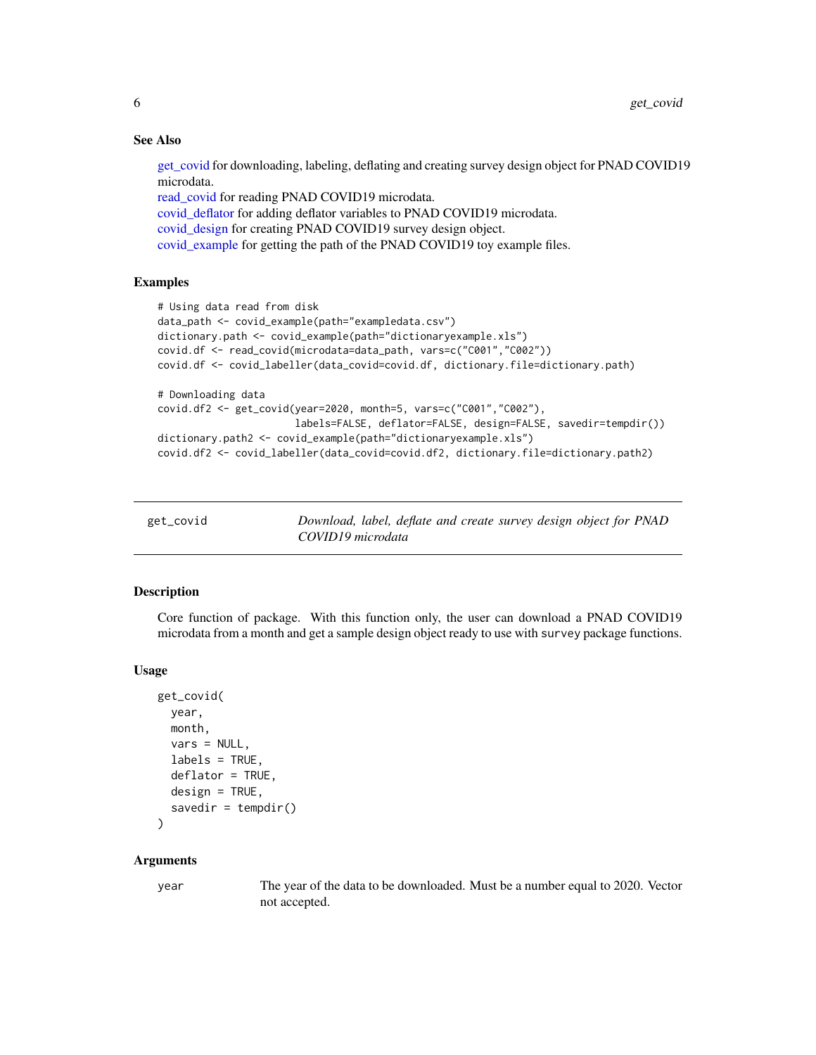### See Also

get_covid for downloading, labeling, deflating and creating survey design object for PNAD COVID19 microdata.
read_covid for reading PNAD COVID19 microdata.
covid_deflator for adding deflator variables to PNAD COVID19 microdata.
covid_design for creating PNAD COVID19 survey design object.
covid_example for getting the path of the PNAD COVID19 toy example files.

### Examples

```
# Using data read from disk
data_path <- covid_example(path="exampledata.csv")
dictionary.path <- covid_example(path="dictionaryexample.xls")
covid.df <- read_covid(microdata=data_path, vars=c("C001","C002"))
covid.df <- covid_labeller(data_covid=covid.df, dictionary.file=dictionary.path)

# Downloading data
covid.df2 <- get_covid(year=2020, month=5, vars=c("C001","C002"),
                       labels=FALSE, deflator=FALSE, design=FALSE, savedir=tempdir())
dictionary.path2 <- covid_example(path="dictionaryexample.xls")
covid.df2 <- covid_labeller(data_covid=covid.df2, dictionary.file=dictionary.path2)
```

---

## get_covid — *Download, label, deflate and create survey design object for PNAD COVID19 microdata*

### Description

Core function of package. With this function only, the user can download a PNAD COVID19 microdata from a month and get a sample design object ready to use with `survey` package functions.

### Usage

```
get_covid(
  year,
  month,
  vars = NULL,
  labels = TRUE,
  deflator = TRUE,
  design = TRUE,
  savedir = tempdir()
)
```

### Arguments

| | |
|---|---|
| year | The year of the data to be downloaded. Must be a number equal to 2020. Vector not accepted. |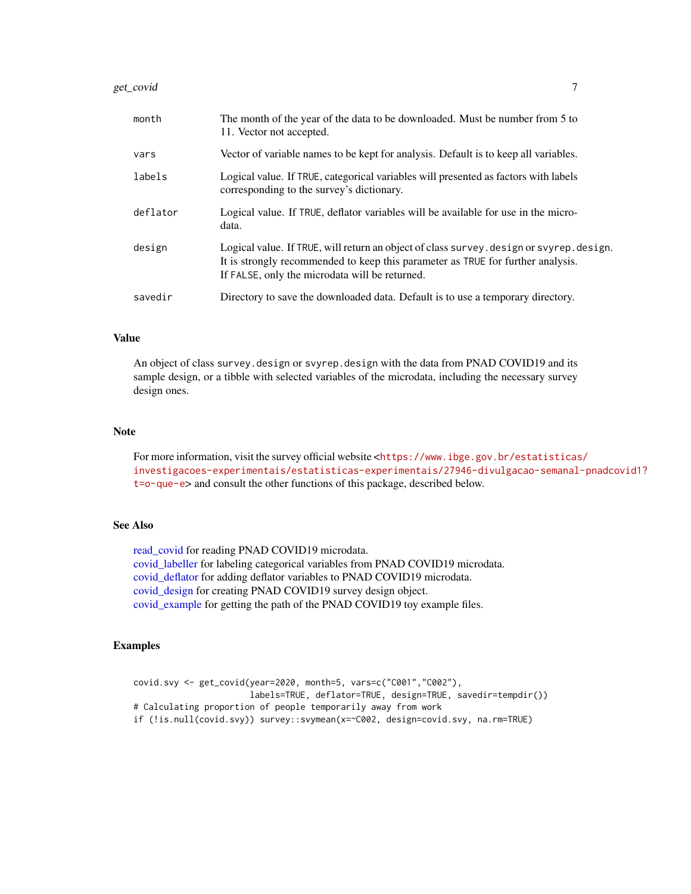| | |
|---|---|
| month | The month of the year of the data to be downloaded. Must be number from 5 to 11. Vector not accepted. |
| vars | Vector of variable names to be kept for analysis. Default is to keep all variables. |
| labels | Logical value. If TRUE, categorical variables will presented as factors with labels corresponding to the survey's dictionary. |
| deflator | Logical value. If TRUE, deflator variables will be available for use in the microdata. |
| design | Logical value. If TRUE, will return an object of class survey.design or svyrep.design. It is strongly recommended to keep this parameter as TRUE for further analysis. If FALSE, only the microdata will be returned. |
| savedir | Directory to save the downloaded data. Default is to use a temporary directory. |

## Value

An object of class survey.design or svyrep.design with the data from PNAD COVID19 and its sample design, or a tibble with selected variables of the microdata, including the necessary survey design ones.

## Note

For more information, visit the survey official website <https://www.ibge.gov.br/estatisticas/investigacoes-experimentais/estatisticas-experimentais/27946-divulgacao-semanal-pnadcovid1?t=o-que-e> and consult the other functions of this package, described below.

## See Also

read_covid for reading PNAD COVID19 microdata.
covid_labeller for labeling categorical variables from PNAD COVID19 microdata.
covid_deflator for adding deflator variables to PNAD COVID19 microdata.
covid_design for creating PNAD COVID19 survey design object.
covid_example for getting the path of the PNAD COVID19 toy example files.

## Examples

```
covid.svy <- get_covid(year=2020, month=5, vars=c("C001","C002"),
                        labels=TRUE, deflator=TRUE, design=TRUE, savedir=tempdir())
# Calculating proportion of people temporarily away from work
if (!is.null(covid.svy)) survey::svymean(x=~C002, design=covid.svy, na.rm=TRUE)
```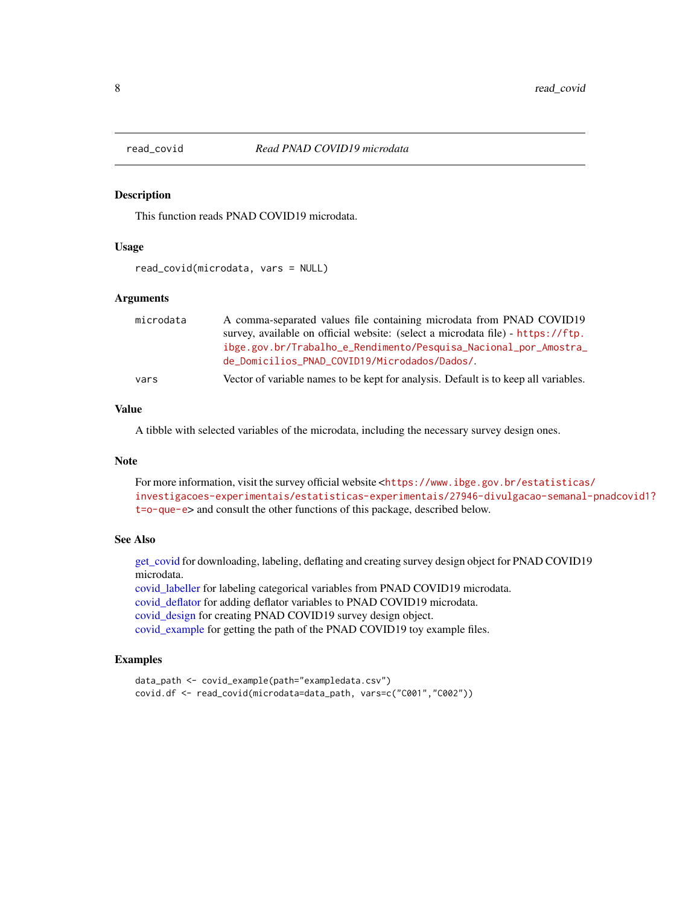## read_covid — *Read PNAD COVID19 microdata*

### Description

This function reads PNAD COVID19 microdata.

### Usage

```
read_covid(microdata, vars = NULL)
```

### Arguments

| | |
|---|---|
| microdata | A comma-separated values file containing microdata from PNAD COVID19 survey, available on official website: (select a microdata file) - https://ftp.ibge.gov.br/Trabalho_e_Rendimento/Pesquisa_Nacional_por_Amostra_de_Domicilios_PNAD_COVID19/Microdados/Dados/. |
| vars | Vector of variable names to be kept for analysis. Default is to keep all variables. |

### Value

A tibble with selected variables of the microdata, including the necessary survey design ones.

### Note

For more information, visit the survey official website <https://www.ibge.gov.br/estatisticas/investigacoes-experimentais/estatisticas-experimentais/27946-divulgacao-semanal-pnadcovid1?t=o-que-e> and consult the other functions of this package, described below.

### See Also

get_covid for downloading, labeling, deflating and creating survey design object for PNAD COVID19 microdata.
covid_labeller for labeling categorical variables from PNAD COVID19 microdata.
covid_deflator for adding deflator variables to PNAD COVID19 microdata.
covid_design for creating PNAD COVID19 survey design object.
covid_example for getting the path of the PNAD COVID19 toy example files.

### Examples

```
data_path <- covid_example(path="exampledata.csv")
covid.df <- read_covid(microdata=data_path, vars=c("C001","C002"))
```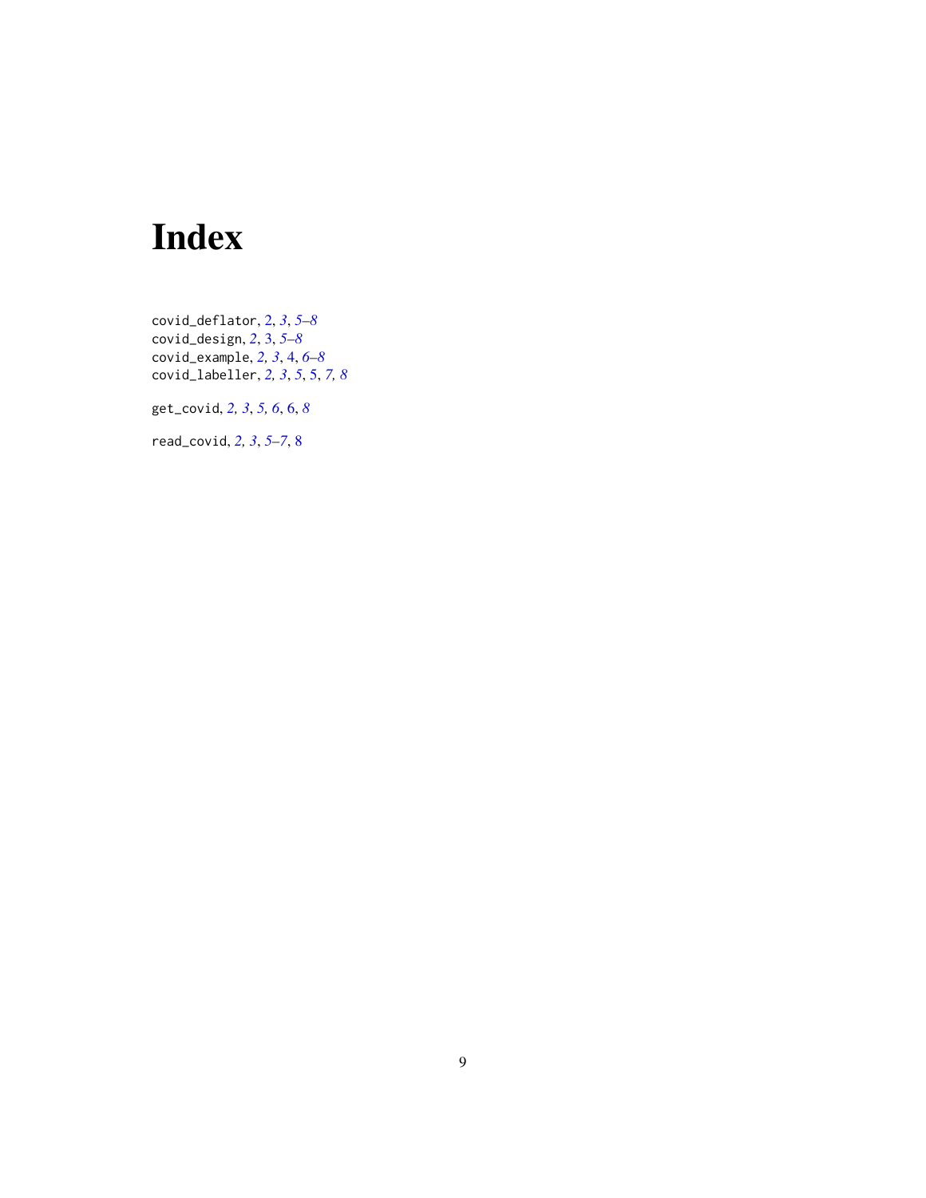# Index

covid_deflator, *2*, *3*, *5–8*
covid_design, *2*, 3, *5–8*
covid_example, *2, 3*, 4, *6–8*
covid_labeller, *2, 3*, *5*, 5, *7, 8*

get_covid, *2, 3*, *5, 6*, 6, *8*

read_covid, *2, 3*, *5–7*, 8